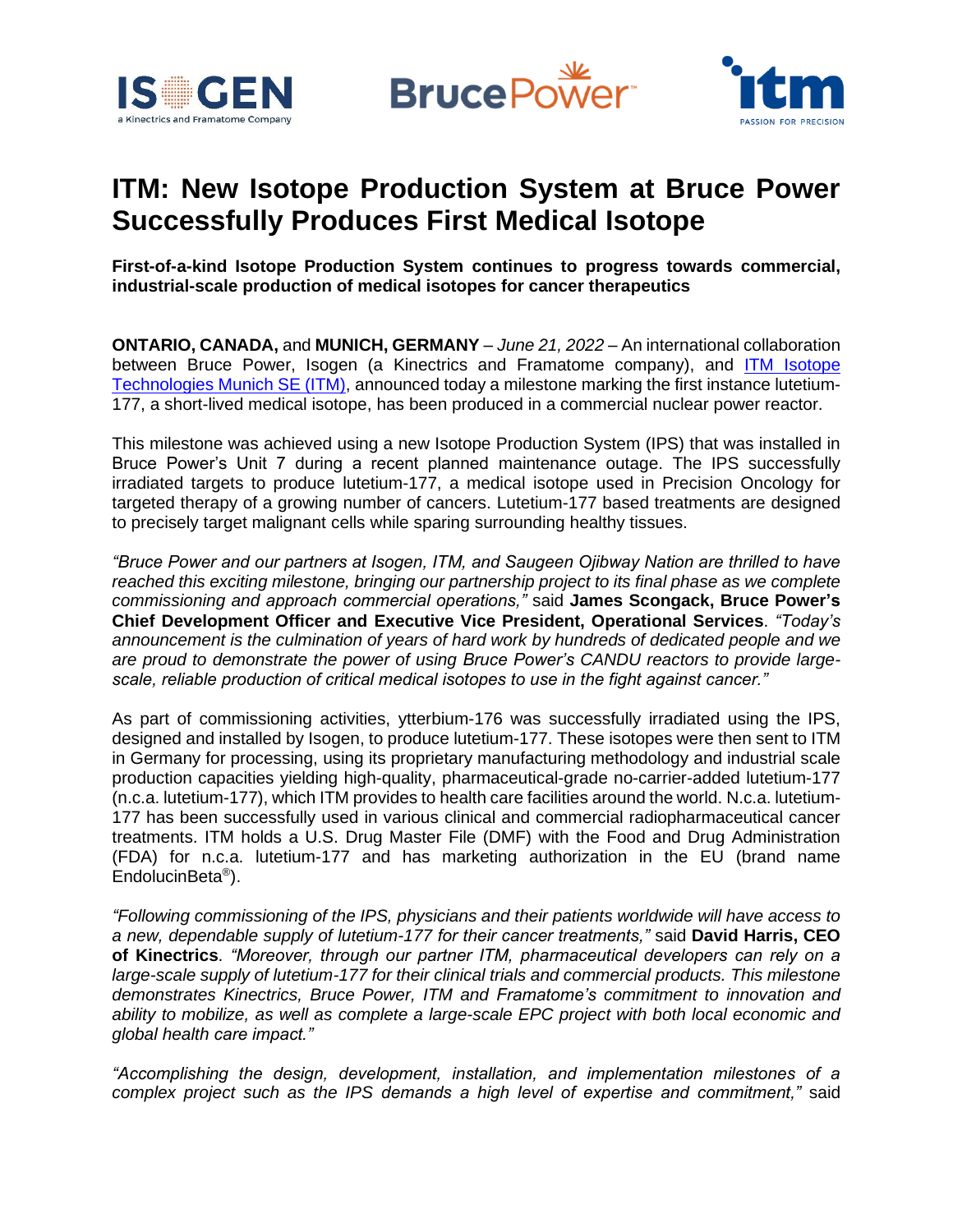# ITM: New Isotope Production System at Bruce Power Successfully Produces First Medical Isotope

**First-of-a-kind Isotope Production System continues to progress towards commercial, industrial-scale production of medical isotopes for cancer therapeutics**

**ONTARIO, CANADA,** and **MUNICH, GERMANY** – *June 21, 2022* – An international collaboration between Bruce Power, Isogen (a Kinectrics and Framatome company), and [ITM Isotope Technologies Munich SE (ITM)](), announced today a milestone marking the first instance lutetium-177, a short-lived medical isotope, has been produced in a commercial nuclear power reactor.

This milestone was achieved using a new Isotope Production System (IPS) that was installed in Bruce Power's Unit 7 during a recent planned maintenance outage. The IPS successfully irradiated targets to produce lutetium-177, a medical isotope used in Precision Oncology for targeted therapy of a growing number of cancers. Lutetium-177 based treatments are designed to precisely target malignant cells while sparing surrounding healthy tissues.

*"Bruce Power and our partners at Isogen, ITM, and Saugeen Ojibway Nation are thrilled to have reached this exciting milestone, bringing our partnership project to its final phase as we complete commissioning and approach commercial operations,"* said **James Scongack, Bruce Power's Chief Development Officer and Executive Vice President, Operational Services**. *"Today's announcement is the culmination of years of hard work by hundreds of dedicated people and we are proud to demonstrate the power of using Bruce Power's CANDU reactors to provide large-scale, reliable production of critical medical isotopes to use in the fight against cancer."*

As part of commissioning activities, ytterbium-176 was successfully irradiated using the IPS, designed and installed by Isogen, to produce lutetium-177. These isotopes were then sent to ITM in Germany for processing, using its proprietary manufacturing methodology and industrial scale production capacities yielding high-quality, pharmaceutical-grade no-carrier-added lutetium-177 (n.c.a. lutetium-177), which ITM provides to health care facilities around the world. N.c.a. lutetium-177 has been successfully used in various clinical and commercial radiopharmaceutical cancer treatments. ITM holds a U.S. Drug Master File (DMF) with the Food and Drug Administration (FDA) for n.c.a. lutetium-177 and has marketing authorization in the EU (brand name EndolucinBeta®).

*"Following commissioning of the IPS, physicians and their patients worldwide will have access to a new, dependable supply of lutetium-177 for their cancer treatments,"* said **David Harris, CEO of Kinectrics**. *"Moreover, through our partner ITM, pharmaceutical developers can rely on a large-scale supply of lutetium-177 for their clinical trials and commercial products. This milestone demonstrates Kinectrics, Bruce Power, ITM and Framatome's commitment to innovation and ability to mobilize, as well as complete a large-scale EPC project with both local economic and global health care impact."*

*"Accomplishing the design, development, installation, and implementation milestones of a complex project such as the IPS demands a high level of expertise and commitment,"* said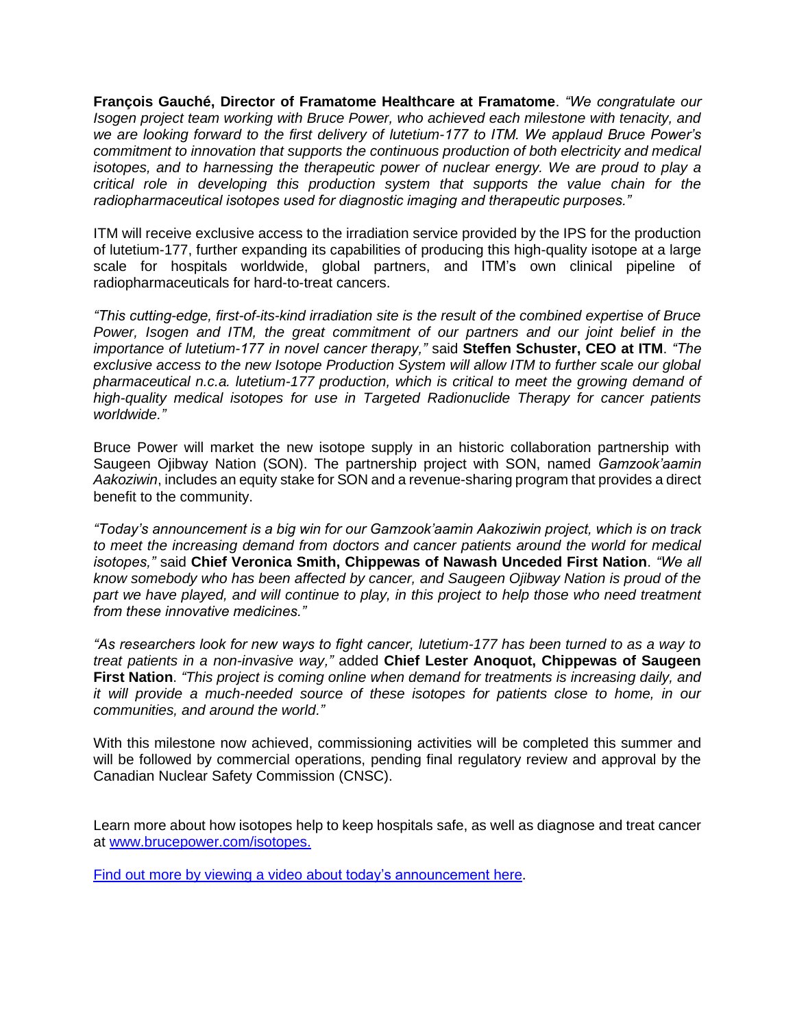**François Gauché, Director of Framatome Healthcare at Framatome**. *"We congratulate our Isogen project team working with Bruce Power, who achieved each milestone with tenacity, and we are looking forward to the first delivery of lutetium-177 to ITM. We applaud Bruce Power's commitment to innovation that supports the continuous production of both electricity and medical isotopes, and to harnessing the therapeutic power of nuclear energy. We are proud to play a critical role in developing this production system that supports the value chain for the radiopharmaceutical isotopes used for diagnostic imaging and therapeutic purposes."*

ITM will receive exclusive access to the irradiation service provided by the IPS for the production of lutetium-177, further expanding its capabilities of producing this high-quality isotope at a large scale for hospitals worldwide, global partners, and ITM's own clinical pipeline of radiopharmaceuticals for hard-to-treat cancers.

*"This cutting-edge, first-of-its-kind irradiation site is the result of the combined expertise of Bruce Power, Isogen and ITM, the great commitment of our partners and our joint belief in the importance of lutetium-177 in novel cancer therapy,"* said **Steffen Schuster, CEO at ITM**. *"The exclusive access to the new Isotope Production System will allow ITM to further scale our global pharmaceutical n.c.a. lutetium-177 production, which is critical to meet the growing demand of high-quality medical isotopes for use in Targeted Radionuclide Therapy for cancer patients worldwide."*

Bruce Power will market the new isotope supply in an historic collaboration partnership with Saugeen Ojibway Nation (SON). The partnership project with SON, named *Gamzook'aamin Aakoziwin*, includes an equity stake for SON and a revenue-sharing program that provides a direct benefit to the community.

*"Today's announcement is a big win for our Gamzook'aamin Aakoziwin project, which is on track to meet the increasing demand from doctors and cancer patients around the world for medical isotopes,"* said **Chief Veronica Smith, Chippewas of Nawash Unceded First Nation**. *"We all know somebody who has been affected by cancer, and Saugeen Ojibway Nation is proud of the part we have played, and will continue to play, in this project to help those who need treatment from these innovative medicines."*

*"As researchers look for new ways to fight cancer, lutetium-177 has been turned to as a way to treat patients in a non-invasive way,"* added **Chief Lester Anoquot, Chippewas of Saugeen First Nation**. *"This project is coming online when demand for treatments is increasing daily, and it will provide a much-needed source of these isotopes for patients close to home, in our communities, and around the world."*

With this milestone now achieved, commissioning activities will be completed this summer and will be followed by commercial operations, pending final regulatory review and approval by the Canadian Nuclear Safety Commission (CNSC).

Learn more about how isotopes help to keep hospitals safe, as well as diagnose and treat cancer at [www.brucepower.com/isotopes.](http://www.brucepower.com/isotopes)

[Find out more by viewing a video about today's announcement here](#).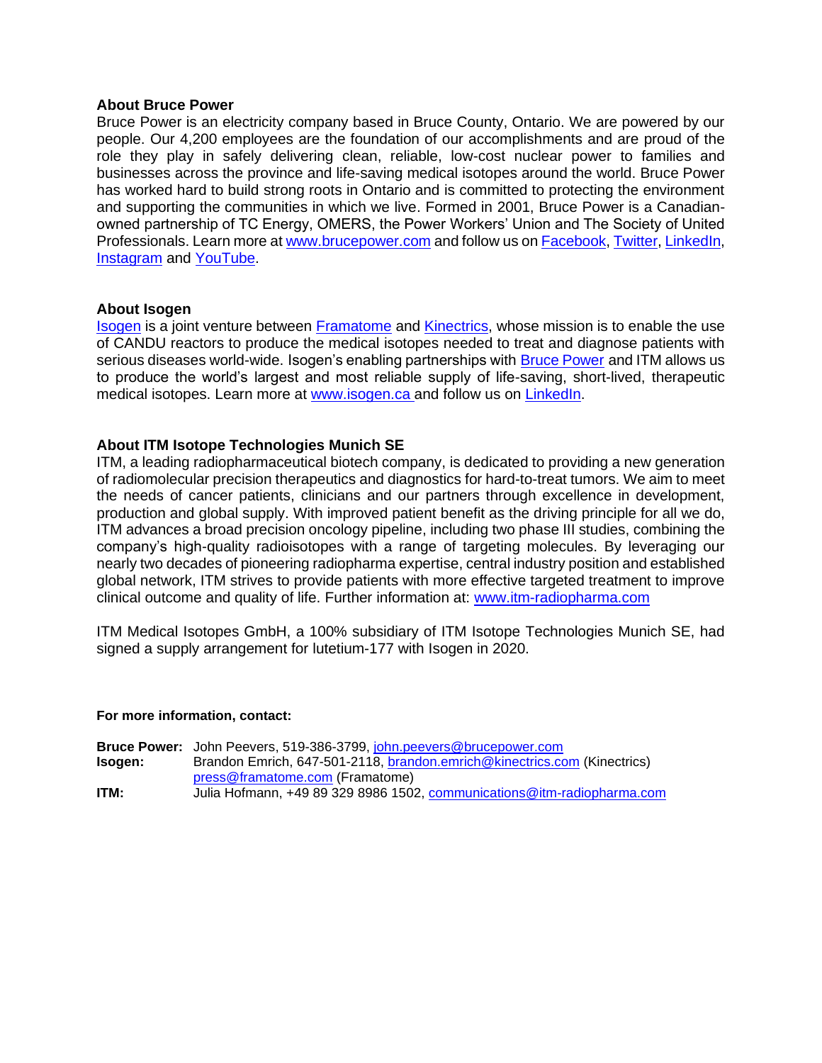**About Bruce Power**

Bruce Power is an electricity company based in Bruce County, Ontario. We are powered by our people. Our 4,200 employees are the foundation of our accomplishments and are proud of the role they play in safely delivering clean, reliable, low-cost nuclear power to families and businesses across the province and life-saving medical isotopes around the world. Bruce Power has worked hard to build strong roots in Ontario and is committed to protecting the environment and supporting the communities in which we live. Formed in 2001, Bruce Power is a Canadian-owned partnership of TC Energy, OMERS, the Power Workers' Union and The Society of United Professionals. Learn more at www.brucepower.com and follow us on Facebook, Twitter, LinkedIn, Instagram and YouTube.

**About Isogen**

Isogen is a joint venture between Framatome and Kinectrics, whose mission is to enable the use of CANDU reactors to produce the medical isotopes needed to treat and diagnose patients with serious diseases world-wide. Isogen's enabling partnerships with Bruce Power and ITM allows us to produce the world's largest and most reliable supply of life-saving, short-lived, therapeutic medical isotopes. Learn more at www.isogen.ca and follow us on LinkedIn.

**About ITM Isotope Technologies Munich SE**

ITM, a leading radiopharmaceutical biotech company, is dedicated to providing a new generation of radiomolecular precision therapeutics and diagnostics for hard-to-treat tumors. We aim to meet the needs of cancer patients, clinicians and our partners through excellence in development, production and global supply. With improved patient benefit as the driving principle for all we do, ITM advances a broad precision oncology pipeline, including two phase III studies, combining the company's high-quality radioisotopes with a range of targeting molecules. By leveraging our nearly two decades of pioneering radiopharma expertise, central industry position and established global network, ITM strives to provide patients with more effective targeted treatment to improve clinical outcome and quality of life. Further information at: www.itm-radiopharma.com

ITM Medical Isotopes GmbH, a 100% subsidiary of ITM Isotope Technologies Munich SE, had signed a supply arrangement for lutetium-177 with Isogen in 2020.

**For more information, contact:**

| | |
|---|---|
| **Bruce Power:** | John Peevers, 519-386-3799, john.peevers@brucepower.com |
| **Isogen:** | Brandon Emrich, 647-501-2118, brandon.emrich@kinectrics.com (Kinectrics) press@framatome.com (Framatome) |
| **ITM:** | Julia Hofmann, +49 89 329 8986 1502, communications@itm-radiopharma.com |